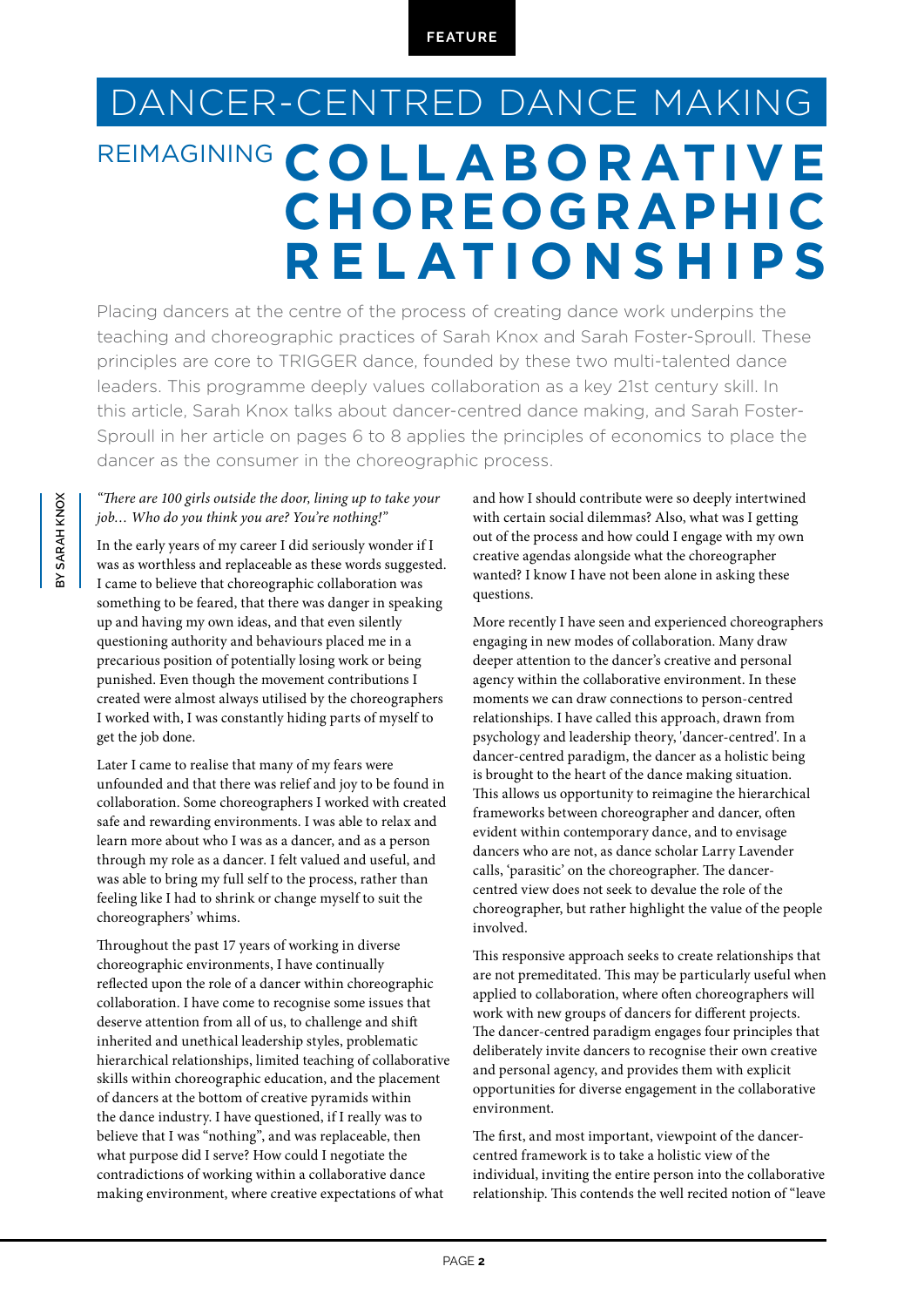FEATURE

# DANCER-CENTRED DANCE MAKING

## REIMAGINING COLLABORATIVE CHOREOGRAPHIC RELATIONSHIPS

Placing dancers at the centre of the process of creating dance work underpins the teaching and choreographic practices of Sarah Knox and Sarah Foster-Sproull. These principles are core to TRIGGER dance, founded by these two multi-talented dance leaders. This programme deeply values collaboration as a key 21st century skill. In this article, Sarah Knox talks about dancer-centred dance making, and Sarah Foster-Sproull in her article on pages 6 to 8 applies the principles of economics to place the dancer as the consumer in the choreographic process.

BY SARAH KNOX

*"There are 100 girls outside the door, lining up to take your job… Who do you think you are? You're nothing!"*

In the early years of my career I did seriously wonder if I was as worthless and replaceable as these words suggested. I came to believe that choreographic collaboration was something to be feared, that there was danger in speaking up and having my own ideas, and that even silently questioning authority and behaviours placed me in a precarious position of potentially losing work or being punished. Even though the movement contributions I created were almost always utilised by the choreographers I worked with, I was constantly hiding parts of myself to get the job done.

Later I came to realise that many of my fears were unfounded and that there was relief and joy to be found in collaboration. Some choreographers I worked with created safe and rewarding environments. I was able to relax and learn more about who I was as a dancer, and as a person through my role as a dancer. I felt valued and useful, and was able to bring my full self to the process, rather than feeling like I had to shrink or change myself to suit the choreographers' whims.

Throughout the past 17 years of working in diverse choreographic environments, I have continually reflected upon the role of a dancer within choreographic collaboration. I have come to recognise some issues that deserve attention from all of us, to challenge and shift inherited and unethical leadership styles, problematic hierarchical relationships, limited teaching of collaborative skills within choreographic education, and the placement of dancers at the bottom of creative pyramids within the dance industry. I have questioned, if I really was to believe that I was "nothing", and was replaceable, then what purpose did I serve? How could I negotiate the contradictions of working within a collaborative dance making environment, where creative expectations of what and how I should contribute were so deeply intertwined with certain social dilemmas? Also, what was I getting out of the process and how could I engage with my own creative agendas alongside what the choreographer wanted? I know I have not been alone in asking these questions.

More recently I have seen and experienced choreographers engaging in new modes of collaboration. Many draw deeper attention to the dancer's creative and personal agency within the collaborative environment. In these moments we can draw connections to person-centred relationships. I have called this approach, drawn from psychology and leadership theory, 'dancer-centred'. In a dancer-centred paradigm, the dancer as a holistic being is brought to the heart of the dance making situation. This allows us opportunity to reimagine the hierarchical frameworks between choreographer and dancer, often evident within contemporary dance, and to envisage dancers who are not, as dance scholar Larry Lavender calls, 'parasitic' on the choreographer. The dancer-centred view does not seek to devalue the role of the choreographer, but rather highlight the value of the people involved.

This responsive approach seeks to create relationships that are not premeditated. This may be particularly useful when applied to collaboration, where often choreographers will work with new groups of dancers for different projects. The dancer-centred paradigm engages four principles that deliberately invite dancers to recognise their own creative and personal agency, and provides them with explicit opportunities for diverse engagement in the collaborative environment.

The first, and most important, viewpoint of the dancer-centred framework is to take a holistic view of the individual, inviting the entire person into the collaborative relationship. This contends the well recited notion of "leave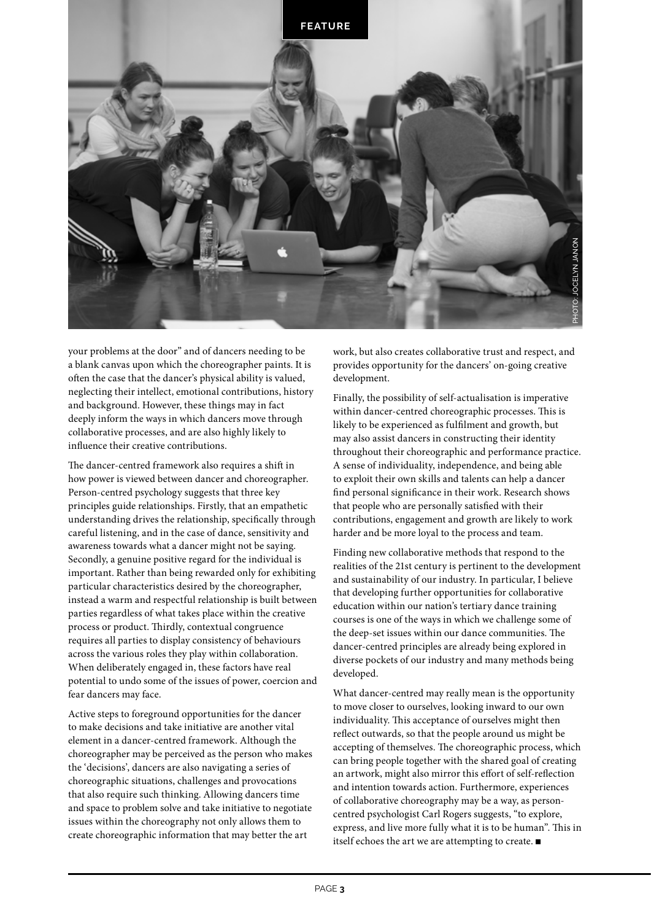FEATURE

PHOTO: JOCELYN JANON

your problems at the door" and of dancers needing to be a blank canvas upon which the choreographer paints. It is often the case that the dancer's physical ability is valued, neglecting their intellect, emotional contributions, history and background. However, these things may in fact deeply inform the ways in which dancers move through collaborative processes, and are also highly likely to influence their creative contributions.

The dancer-centred framework also requires a shift in how power is viewed between dancer and choreographer. Person-centred psychology suggests that three key principles guide relationships. Firstly, that an empathetic understanding drives the relationship, specifically through careful listening, and in the case of dance, sensitivity and awareness towards what a dancer might not be saying. Secondly, a genuine positive regard for the individual is important. Rather than being rewarded only for exhibiting particular characteristics desired by the choreographer, instead a warm and respectful relationship is built between parties regardless of what takes place within the creative process or product. Thirdly, contextual congruence requires all parties to display consistency of behaviours across the various roles they play within collaboration. When deliberately engaged in, these factors have real potential to undo some of the issues of power, coercion and fear dancers may face.

Active steps to foreground opportunities for the dancer to make decisions and take initiative are another vital element in a dancer-centred framework. Although the choreographer may be perceived as the person who makes the 'decisions', dancers are also navigating a series of choreographic situations, challenges and provocations that also require such thinking. Allowing dancers time and space to problem solve and take initiative to negotiate issues within the choreography not only allows them to create choreographic information that may better the art work, but also creates collaborative trust and respect, and provides opportunity for the dancers' on-going creative development.

Finally, the possibility of self-actualisation is imperative within dancer-centred choreographic processes. This is likely to be experienced as fulfilment and growth, but may also assist dancers in constructing their identity throughout their choreographic and performance practice. A sense of individuality, independence, and being able to exploit their own skills and talents can help a dancer find personal significance in their work. Research shows that people who are personally satisfied with their contributions, engagement and growth are likely to work harder and be more loyal to the process and team.

Finding new collaborative methods that respond to the realities of the 21st century is pertinent to the development and sustainability of our industry. In particular, I believe that developing further opportunities for collaborative education within our nation's tertiary dance training courses is one of the ways in which we challenge some of the deep-set issues within our dance communities. The dancer-centred principles are already being explored in diverse pockets of our industry and many methods being developed.

What dancer-centred may really mean is the opportunity to move closer to ourselves, looking inward to our own individuality. This acceptance of ourselves might then reflect outwards, so that the people around us might be accepting of themselves. The choreographic process, which can bring people together with the shared goal of creating an artwork, might also mirror this effort of self-reflection and intention towards action. Furthermore, experiences of collaborative choreography may be a way, as person-centred psychologist Carl Rogers suggests, "to explore, express, and live more fully what it is to be human". This in itself echoes the art we are attempting to create. ■